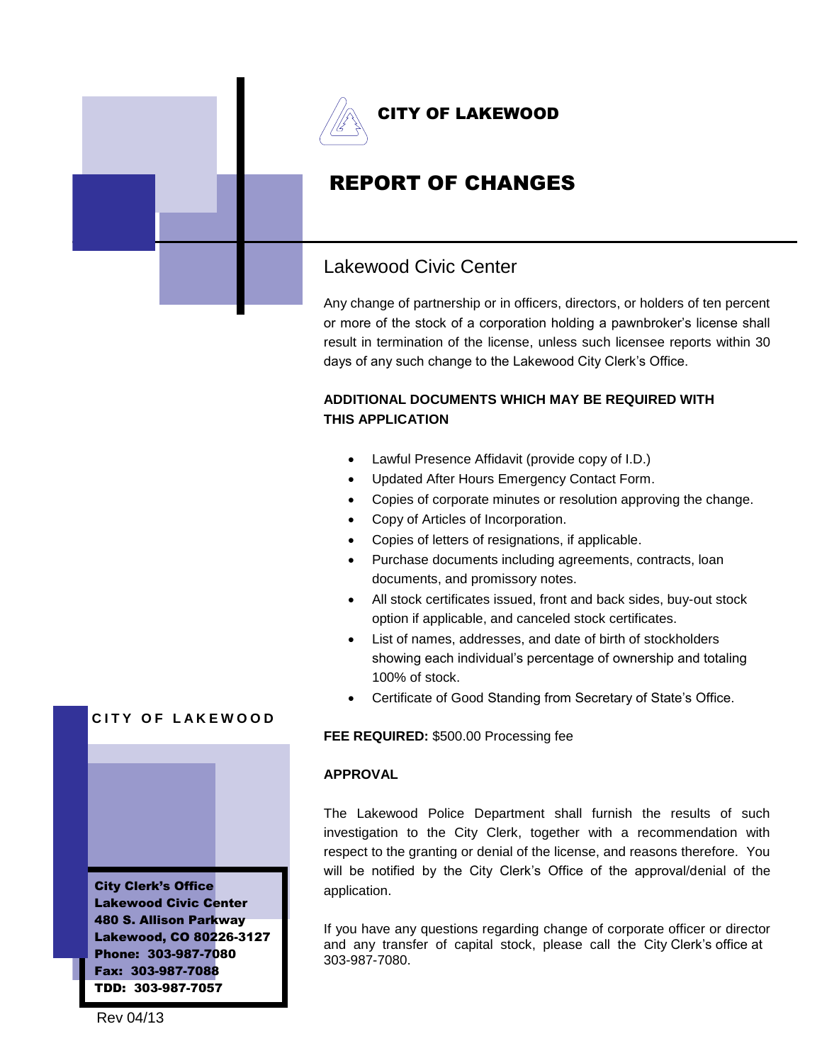# CITY OF LAKEWOOD

# REPORT OF CHANGES

## Lakewood Civic Center

Any change of partnership or in officers, directors, or holders of ten percent or more of the stock of a corporation holding a pawnbroker's license shall result in termination of the license, unless such licensee reports within 30 days of any such change to the Lakewood City Clerk's Office.

**ADDITIONAL DOCUMENTS WHICH MAY BE REQUIRED WITH THIS APPLICATION**

- Lawful Presence Affidavit (provide copy of I.D.)
- Updated After Hours Emergency Contact Form.
- Copies of corporate minutes or resolution approving the change.
- Copy of Articles of Incorporation.
- Copies of letters of resignations, if applicable.
- Purchase documents including agreements, contracts, loan documents, and promissory notes.
- All stock certificates issued, front and back sides, buy-out stock option if applicable, and canceled stock certificates.
- List of names, addresses, and date of birth of stockholders showing each individual's percentage of ownership and totaling 100% of stock.
- Certificate of Good Standing from Secretary of State's Office.

**FEE REQUIRED:** $500.00 Processing fee

**APPROVAL**

The Lakewood Police Department shall furnish the results of such investigation to the City Clerk, together with a recommendation with respect to the granting or denial of the license, and reasons therefore. You will be notified by the City Clerk's Office of the approval/denial of the application.

If you have any questions regarding change of corporate officer or director and any transfer of capital stock, please call the City Clerk's office at 303-987-7080.

**CITY OF LAKEWOOD**

**City Clerk's Office**
**Lakewood Civic Center**
**480 S. Allison Parkway**
**Lakewood, CO 80226-3127**
**Phone: 303-987-7080**
**Fax: 303-987-7088**
**TDD: 303-987-7057**

Rev 04/13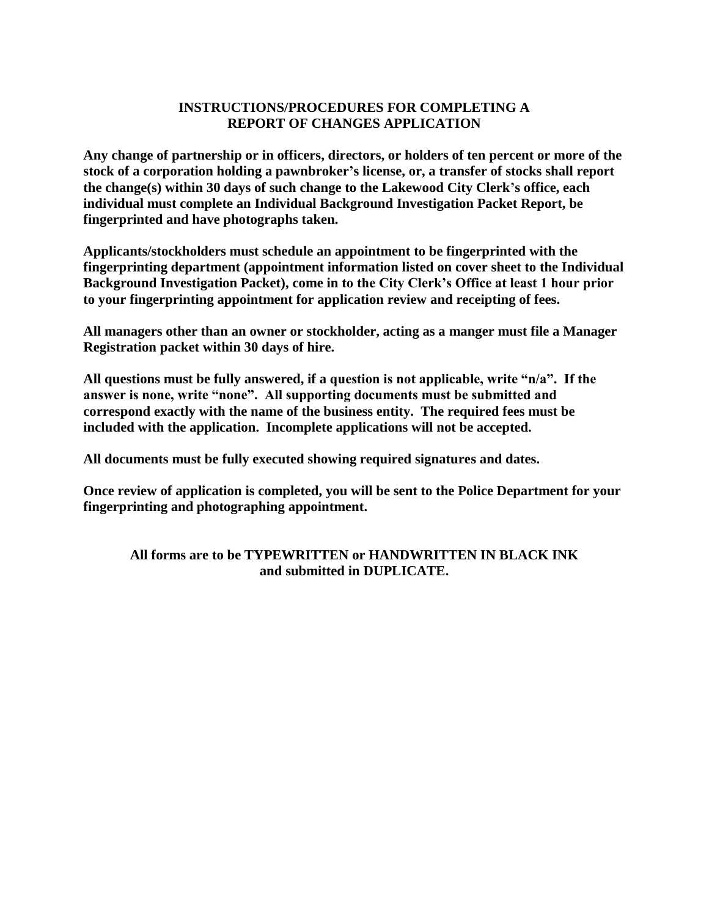# INSTRUCTIONS/PROCEDURES FOR COMPLETING A REPORT OF CHANGES APPLICATION

**Any change of partnership or in officers, directors, or holders of ten percent or more of the stock of a corporation holding a pawnbroker's license, or, a transfer of stocks shall report the change(s) within 30 days of such change to the Lakewood City Clerk's office, each individual must complete an Individual Background Investigation Packet Report, be fingerprinted and have photographs taken.**

**Applicants/stockholders must schedule an appointment to be fingerprinted with the fingerprinting department (appointment information listed on cover sheet to the Individual Background Investigation Packet), come in to the City Clerk's Office at least 1 hour prior to your fingerprinting appointment for application review and receipting of fees.**

**All managers other than an owner or stockholder, acting as a manger must file a Manager Registration packet within 30 days of hire.**

**All questions must be fully answered, if a question is not applicable, write "n/a". If the answer is none, write "none". All supporting documents must be submitted and correspond exactly with the name of the business entity. The required fees must be included with the application. Incomplete applications will not be accepted.**

**All documents must be fully executed showing required signatures and dates.**

**Once review of application is completed, you will be sent to the Police Department for your fingerprinting and photographing appointment.**

**All forms are to be TYPEWRITTEN or HANDWRITTEN IN BLACK INK and submitted in DUPLICATE.**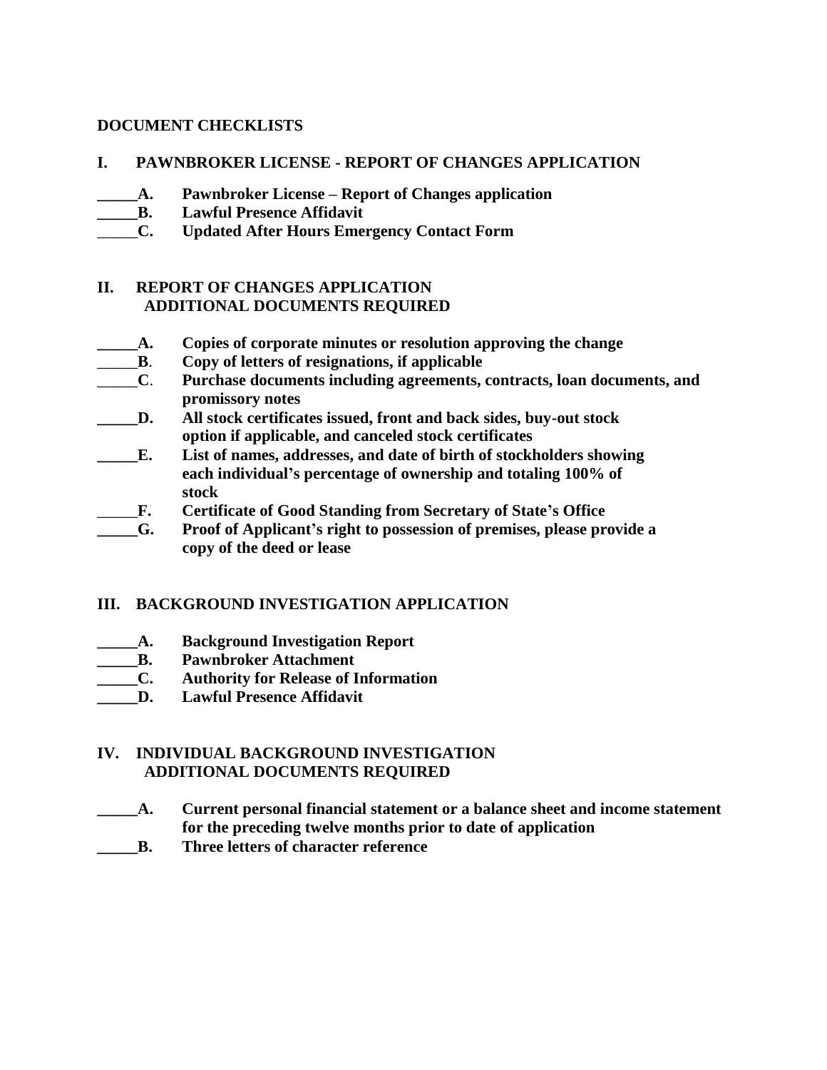**DOCUMENT CHECKLISTS**

**I. PAWNBROKER LICENSE - REPORT OF CHANGES APPLICATION**

_____**A.** **Pawnbroker License – Report of Changes application**
_____**B.** **Lawful Presence Affidavit**
_____**C.** **Updated After Hours Emergency Contact Form**

**II. REPORT OF CHANGES APPLICATION**
**ADDITIONAL DOCUMENTS REQUIRED**

_____**A.** **Copies of corporate minutes or resolution approving the change**
_____**B**. **Copy of letters of resignations, if applicable**
_____**C**. **Purchase documents including agreements, contracts, loan documents, and promissory notes**
_____**D.** **All stock certificates issued, front and back sides, buy-out stock option if applicable, and canceled stock certificates**
_____**E.** **List of names, addresses, and date of birth of stockholders showing each individual's percentage of ownership and totaling 100% of stock**
_____**F.** **Certificate of Good Standing from Secretary of State's Office**
_____**G.** **Proof of Applicant's right to possession of premises, please provide a copy of the deed or lease**

**III. BACKGROUND INVESTIGATION APPLICATION**

_____**A.** **Background Investigation Report**
_____**B.** **Pawnbroker Attachment**
_____**C.** **Authority for Release of Information**
_____**D.** **Lawful Presence Affidavit**

**IV. INDIVIDUAL BACKGROUND INVESTIGATION**
**ADDITIONAL DOCUMENTS REQUIRED**

_____**A.** **Current personal financial statement or a balance sheet and income statement for the preceding twelve months prior to date of application**
_____**B.** **Three letters of character reference**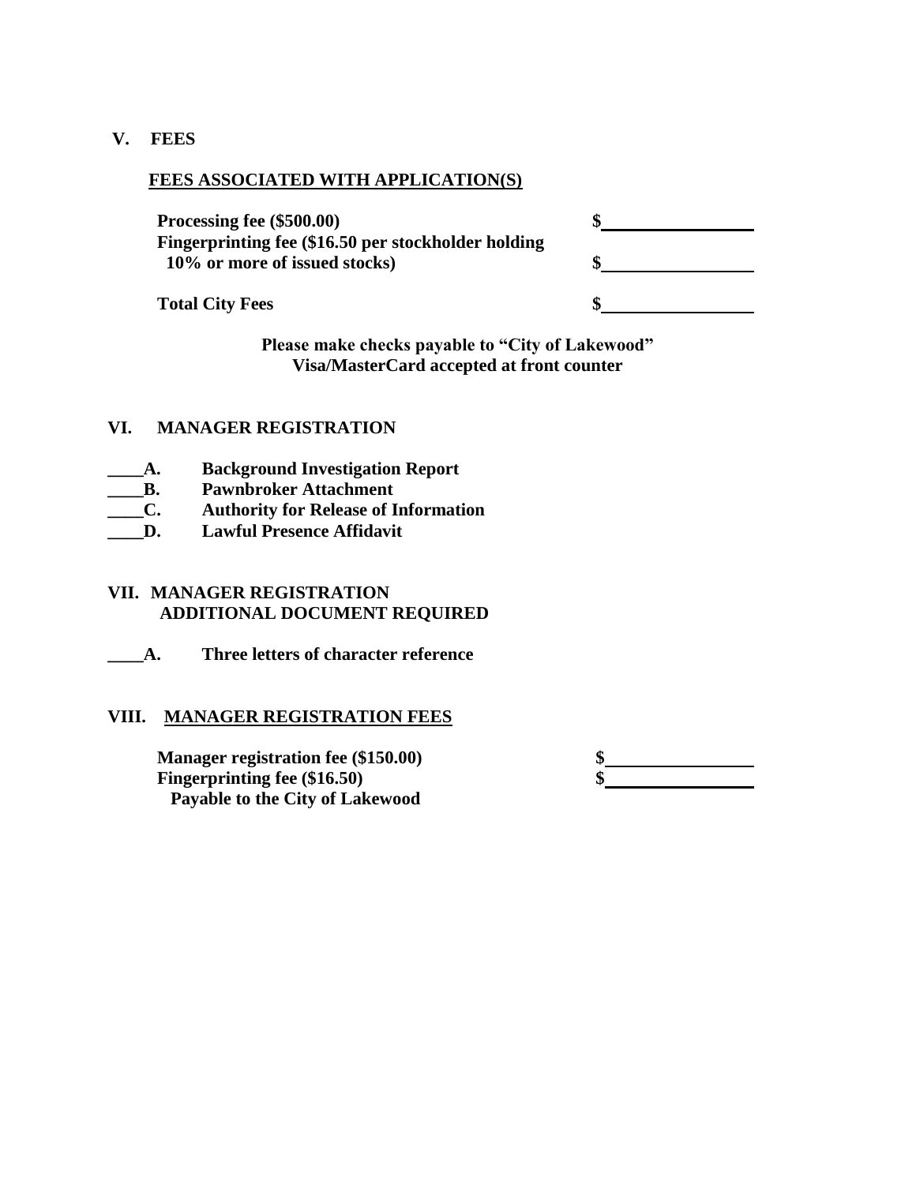## V. FEES

**FEES ASSOCIATED WITH APPLICATION(S)**

| | |
|---|---|
| **Processing fee ($500.00)** | **$**\_\_\_\_\_\_\_\_\_\_\_\_\_\_\_\_ |
| **Fingerprinting fee ($16.50 per stockholder holding 10% or more of issued stocks)** | **$**\_\_\_\_\_\_\_\_\_\_\_\_\_\_\_\_ |
| **Total City Fees** | **$**\_\_\_\_\_\_\_\_\_\_\_\_\_\_\_\_ |

**Please make checks payable to "City of Lakewood"**
**Visa/MasterCard accepted at front counter**

## VI. MANAGER REGISTRATION

\_\_\_\_**A.** **Background Investigation Report**
\_\_\_\_**B.** **Pawnbroker Attachment**
\_\_\_\_**C.** **Authority for Release of Information**
\_\_\_\_**D.** **Lawful Presence Affidavit**

## VII. MANAGER REGISTRATION ADDITIONAL DOCUMENT REQUIRED

\_\_\_\_**A.** **Three letters of character reference**

## VIII. MANAGER REGISTRATION FEES

| | |
|---|---|
| **Manager registration fee ($150.00)** | **$**\_\_\_\_\_\_\_\_\_\_\_\_\_\_\_\_ |
| **Fingerprinting fee ($16.50)** | **$**\_\_\_\_\_\_\_\_\_\_\_\_\_\_\_\_ |

**Payable to the City of Lakewood**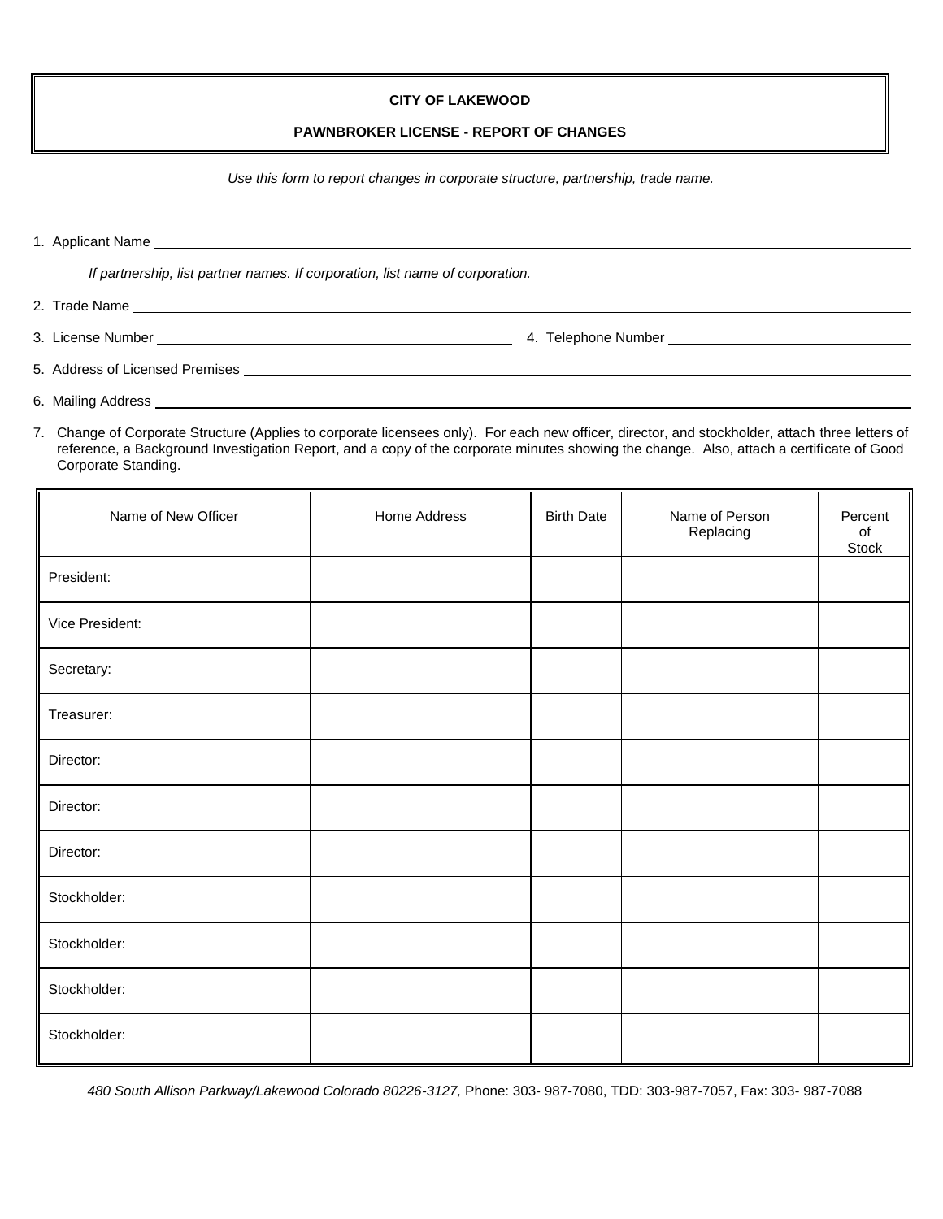**CITY OF LAKEWOOD**

**PAWNBROKER LICENSE - REPORT OF CHANGES**

*Use this form to report changes in corporate structure, partnership, trade name.*

1. Applicant Name ______________________________________________

   *If partnership, list partner names. If corporation, list name of corporation.*

2. Trade Name ______________________________________________

3. License Number ______________________ 4. Telephone Number ______________________

5. Address of Licensed Premises ______________________________________________

6. Mailing Address ______________________________________________

7. Change of Corporate Structure (Applies to corporate licensees only). For each new officer, director, and stockholder, attach three letters of reference, a Background Investigation Report, and a copy of the corporate minutes showing the change. Also, attach a certificate of Good Corporate Standing.

| Name of New Officer | Home Address | Birth Date | Name of Person Replacing | Percent of Stock |
|---|---|---|---|---|
| President: | | | | |
| Vice President: | | | | |
| Secretary: | | | | |
| Treasurer: | | | | |
| Director: | | | | |
| Director: | | | | |
| Director: | | | | |
| Stockholder: | | | | |
| Stockholder: | | | | |
| Stockholder: | | | | |
| Stockholder: | | | | |

*480 South Allison Parkway/Lakewood Colorado 80226-3127,* Phone: 303- 987-7080, TDD: 303-987-7057, Fax: 303- 987-7088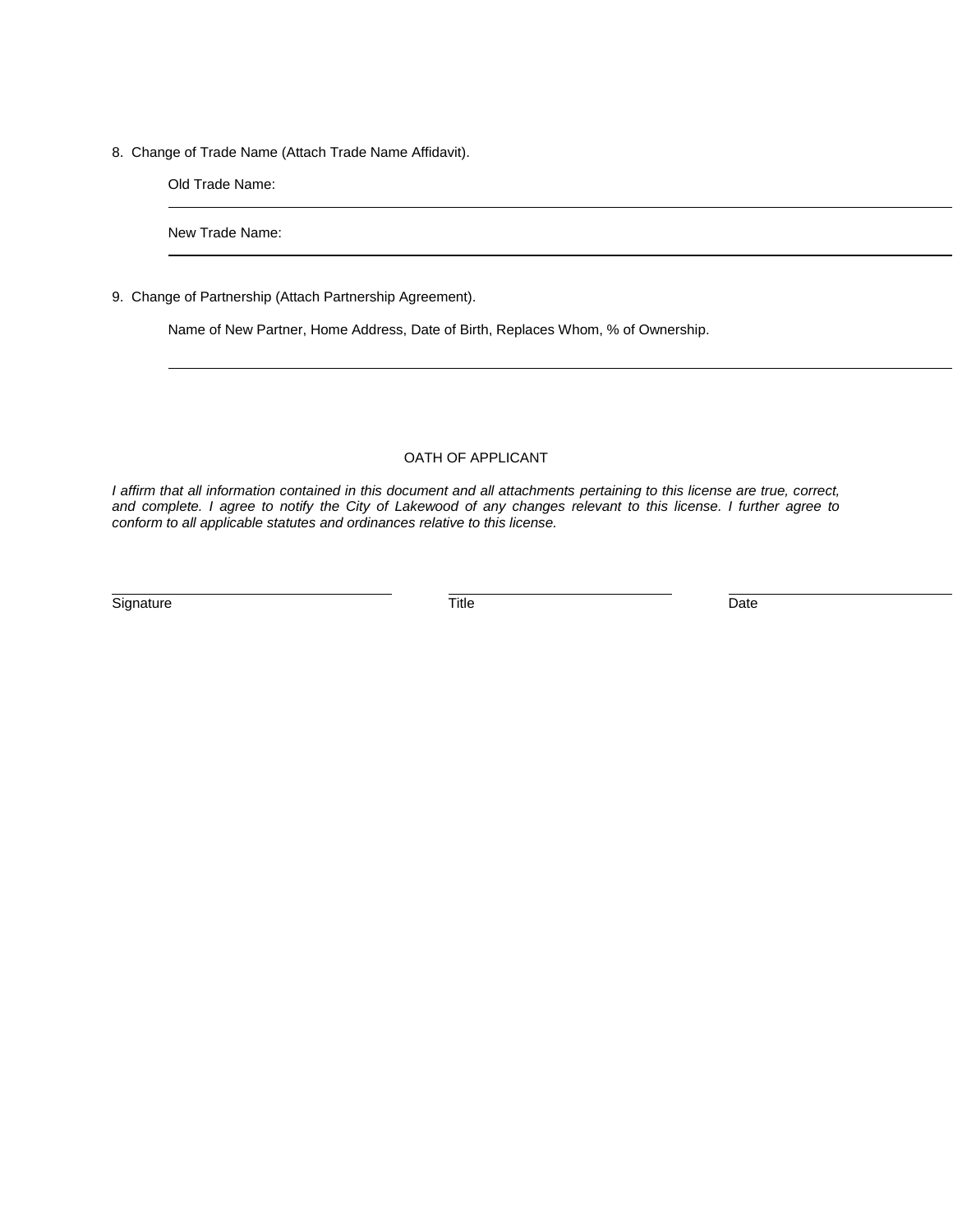8. Change of Trade Name (Attach Trade Name Affidavit).

   Old Trade Name: \_\_\_\_\_\_\_\_\_\_\_\_\_\_\_\_\_\_\_\_\_\_\_\_\_\_\_\_\_\_\_\_\_\_\_\_\_\_\_\_

   New Trade Name: \_\_\_\_\_\_\_\_\_\_\_\_\_\_\_\_\_\_\_\_\_\_\_\_\_\_\_\_\_\_\_\_\_\_\_\_\_\_\_\_

9. Change of Partnership (Attach Partnership Agreement).

   Name of New Partner, Home Address, Date of Birth, Replaces Whom, % of Ownership.

   \_\_\_\_\_\_\_\_\_\_\_\_\_\_\_\_\_\_\_\_\_\_\_\_\_\_\_\_\_\_\_\_\_\_\_\_\_\_\_\_\_\_\_\_\_\_\_\_\_\_\_\_

## OATH OF APPLICANT

*I affirm that all information contained in this document and all attachments pertaining to this license are true, correct, and complete. I agree to notify the City of Lakewood of any changes relevant to this license. I further agree to conform to all applicable statutes and ordinances relative to this license.*

| \_\_\_\_\_\_\_\_\_\_\_\_\_\_\_\_\_\_\_\_ | \_\_\_\_\_\_\_\_\_\_\_\_\_\_\_\_\_\_\_\_ | \_\_\_\_\_\_\_\_\_\_\_\_\_\_\_\_\_\_\_\_ |
| --- | --- | --- |
| Signature | Title | Date |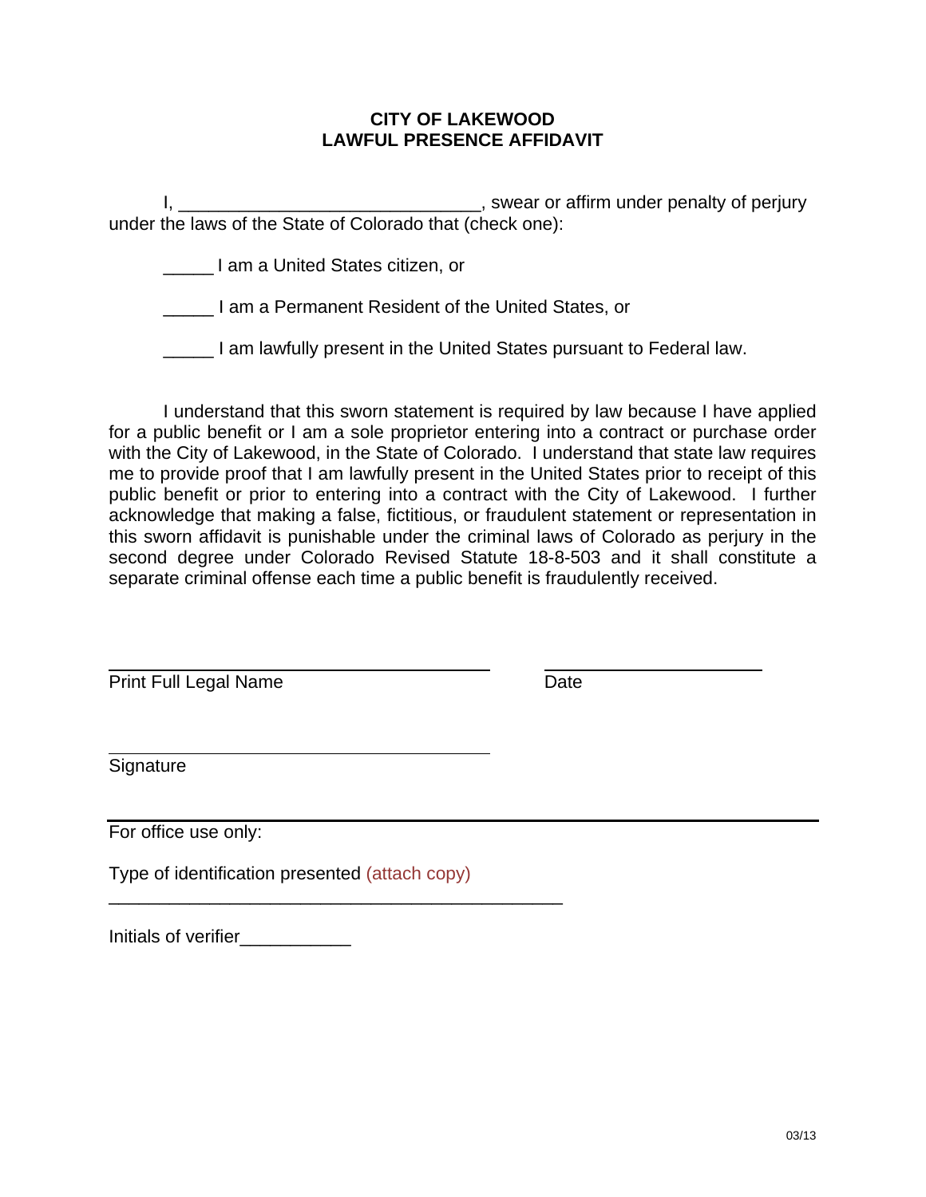**CITY OF LAKEWOOD**
**LAWFUL PRESENCE AFFIDAVIT**

I, ______________________________, swear or affirm under penalty of perjury under the laws of the State of Colorado that (check one):

_____ I am a United States citizen, or

_____ I am a Permanent Resident of the United States, or

_____ I am lawfully present in the United States pursuant to Federal law.

I understand that this sworn statement is required by law because I have applied for a public benefit or I am a sole proprietor entering into a contract or purchase order with the City of Lakewood, in the State of Colorado. I understand that state law requires me to provide proof that I am lawfully present in the United States prior to receipt of this public benefit or prior to entering into a contract with the City of Lakewood. I further acknowledge that making a false, fictitious, or fraudulent statement or representation in this sworn affidavit is punishable under the criminal laws of Colorado as perjury in the second degree under Colorado Revised Statute 18-8-503 and it shall constitute a separate criminal offense each time a public benefit is fraudulently received.

______________________________________ ______________________
Print Full Legal Name Date

______________________________________
Signature

---

For office use only:

Type of identification presented (attach copy)

______________________________________________

Initials of verifier___________

03/13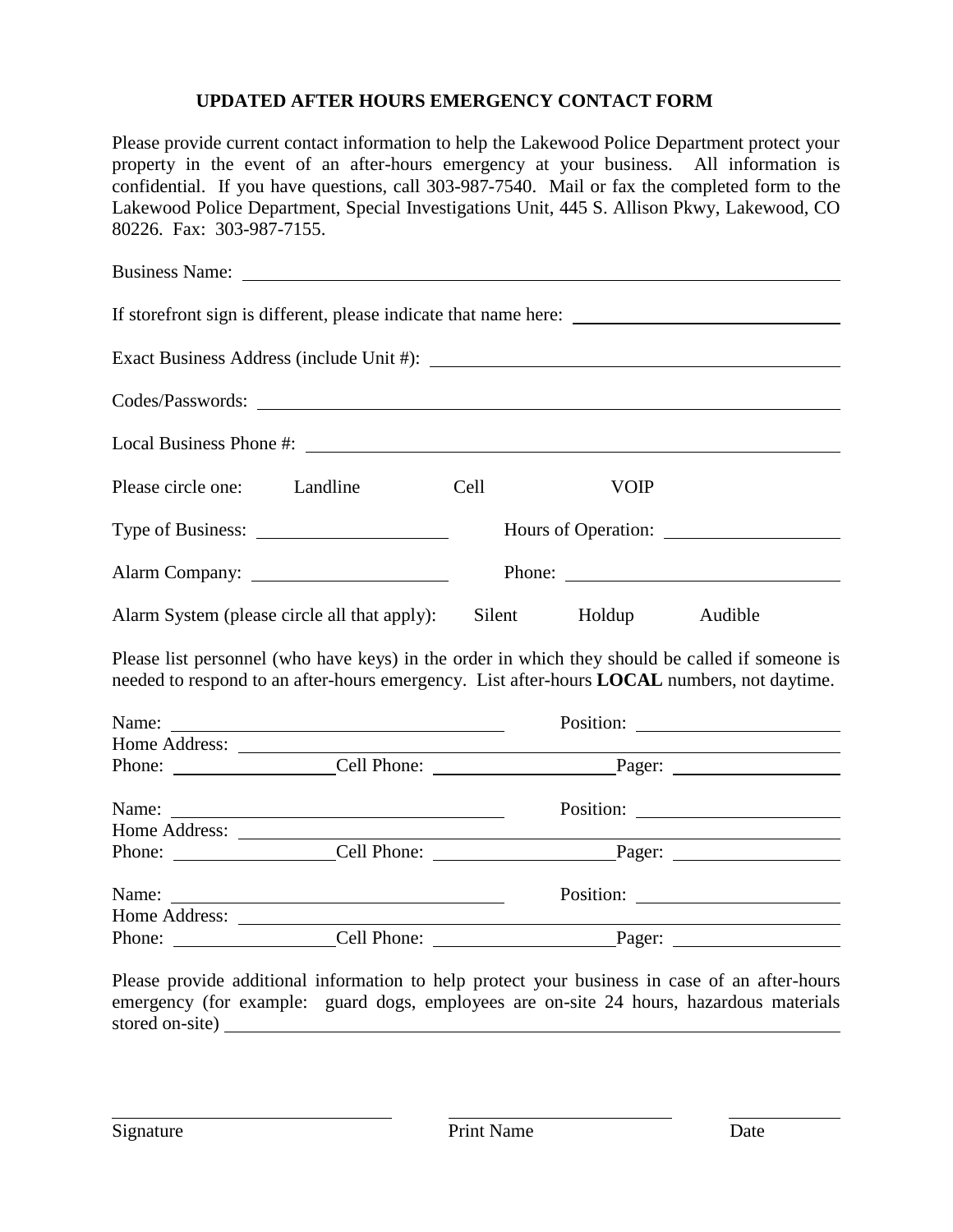## UPDATED AFTER HOURS EMERGENCY CONTACT FORM

Please provide current contact information to help the Lakewood Police Department protect your property in the event of an after-hours emergency at your business. All information is confidential. If you have questions, call 303-987-7540. Mail or fax the completed form to the Lakewood Police Department, Special Investigations Unit, 445 S. Allison Pkwy, Lakewood, CO 80226. Fax: 303-987-7155.

Business Name: ______________________________

If storefront sign is different, please indicate that name here: ______________________________

Exact Business Address (include Unit #): ______________________________

Codes/Passwords: ______________________________

Local Business Phone #: ______________________________

Please circle one: Landline Cell VOIP

Type of Business: ____________________ Hours of Operation: ____________________

Alarm Company: ____________________ Phone: ____________________

Alarm System (please circle all that apply): Silent Holdup Audible

Please list personnel (who have keys) in the order in which they should be called if someone is needed to respond to an after-hours emergency. List after-hours **LOCAL** numbers, not daytime.

Name: ______________________________ Position: ____________________
Home Address: ______________________________
Phone: ________________ Cell Phone: ________________ Pager: ________________

Name: ______________________________ Position: ____________________
Home Address: ______________________________
Phone: ________________ Cell Phone: ________________ Pager: ________________

Name: ______________________________ Position: ____________________
Home Address: ______________________________
Phone: ________________ Cell Phone: ________________ Pager: ________________

Please provide additional information to help protect your business in case of an after-hours emergency (for example: guard dogs, employees are on-site 24 hours, hazardous materials stored on-site) ______________________________

______________________ ______________________ ____________
Signature Print Name Date